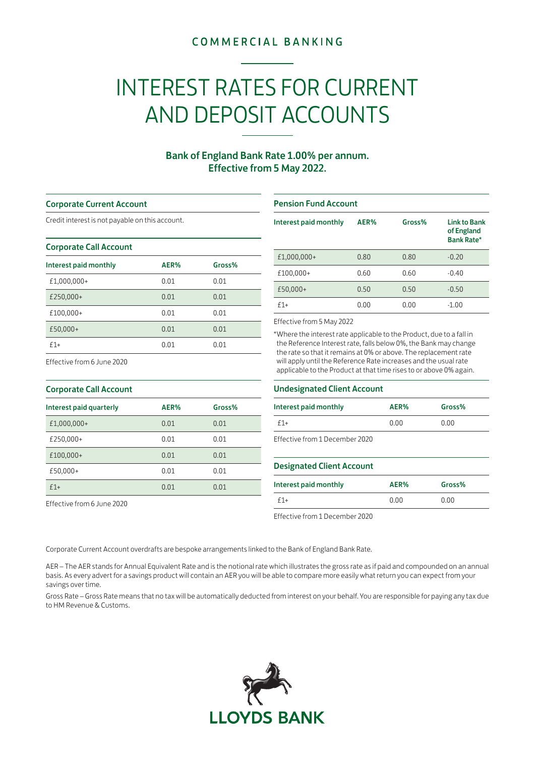COMMERCIAL BANKING

# INTEREST RATES FOR CURRENT AND DEPOSIT ACCOUNTS

**Bank of England Bank Rate 1.00% per annum.**
**Effective from 5 May 2022.**

## Corporate Current Account

Credit interest is not payable on this account.

## Corporate Call Account

| Interest paid monthly | AER% | Gross% |
|---|---|---|
| £1,000,000+ | 0.01 | 0.01 |
| £250,000+ | 0.01 | 0.01 |
| £100,000+ | 0.01 | 0.01 |
| £50,000+ | 0.01 | 0.01 |
| £1+ | 0.01 | 0.01 |

Effective from 6 June 2020

## Corporate Call Account

| Interest paid quarterly | AER% | Gross% |
|---|---|---|
| £1,000,000+ | 0.01 | 0.01 |
| £250,000+ | 0.01 | 0.01 |
| £100,000+ | 0.01 | 0.01 |
| £50,000+ | 0.01 | 0.01 |
| £1+ | 0.01 | 0.01 |

Effective from 6 June 2020

## Pension Fund Account

| Interest paid monthly | AER% | Gross% | Link to Bank of England Bank Rate* |
|---|---|---|---|
| £1,000,000+ | 0.80 | 0.80 | -0.20 |
| £100,000+ | 0.60 | 0.60 | -0.40 |
| £50,000+ | 0.50 | 0.50 | -0.50 |
| £1+ | 0.00 | 0.00 | -1.00 |

Effective from 5 May 2022

*Where the interest rate applicable to the Product, due to a fall in the Reference Interest rate, falls below 0%, the Bank may change the rate so that it remains at 0% or above. The replacement rate will apply until the Reference Rate increases and the usual rate applicable to the Product at that time rises to or above 0% again.

## Undesignated Client Account

| Interest paid monthly | AER% | Gross% |
|---|---|---|
| £1+ | 0.00 | 0.00 |

Effective from 1 December 2020

## Designated Client Account

| Interest paid monthly | AER% | Gross% |
|---|---|---|
| £1+ | 0.00 | 0.00 |

Effective from 1 December 2020

Corporate Current Account overdrafts are bespoke arrangements linked to the Bank of England Bank Rate.

AER – The AER stands for Annual Equivalent Rate and is the notional rate which illustrates the gross rate as if paid and compounded on an annual basis. As every advert for a savings product will contain an AER you will be able to compare more easily what return you can expect from your savings over time.

Gross Rate – Gross Rate means that no tax will be automatically deducted from interest on your behalf. You are responsible for paying any tax due to HM Revenue & Customs.

LLOYDS BANK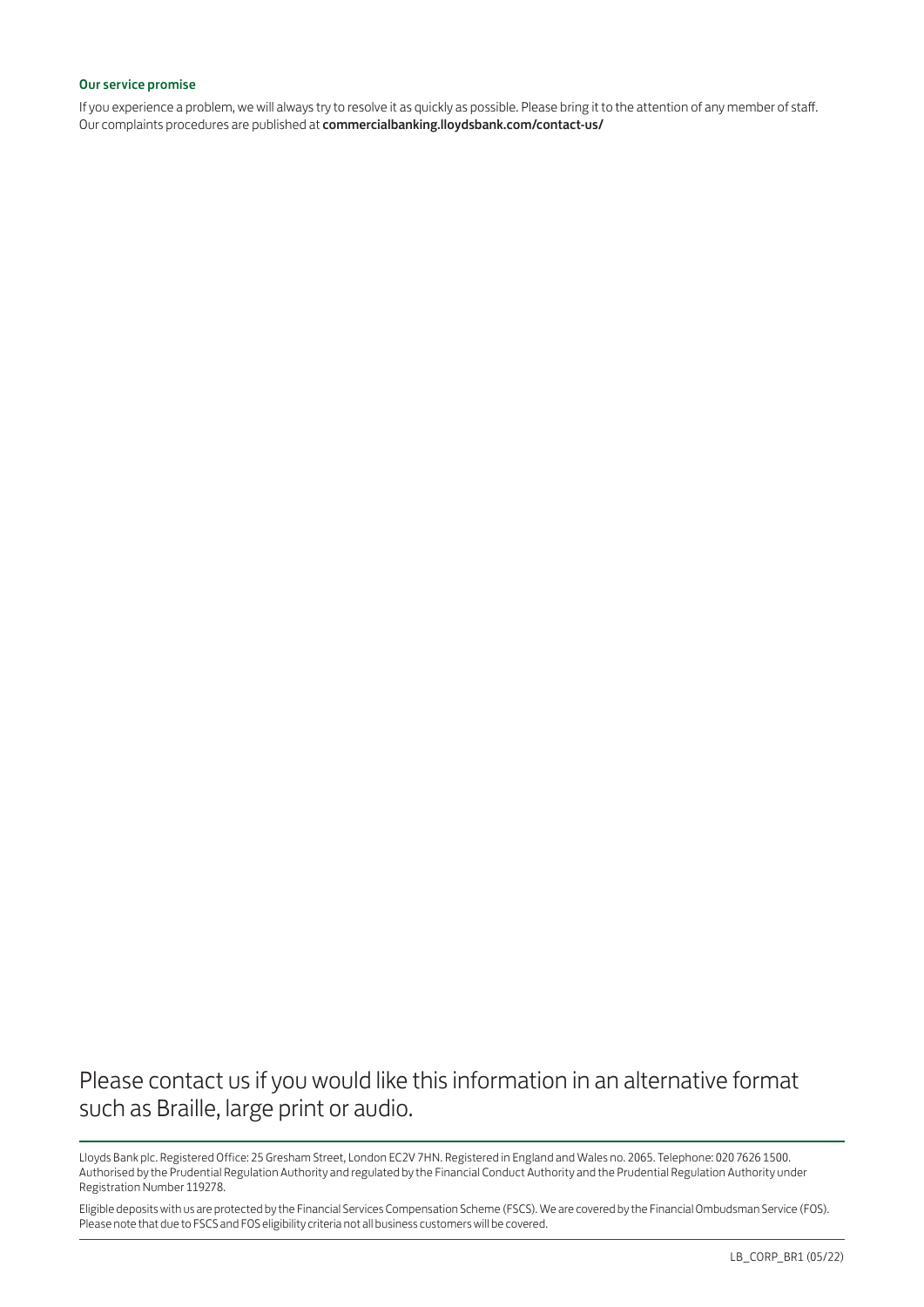### Our service promise

If you experience a problem, we will always try to resolve it as quickly as possible. Please bring it to the attention of any member of staff. Our complaints procedures are published at **commercialbanking.lloydsbank.com/contact-us/**

Please contact us if you would like this information in an alternative format such as Braille, large print or audio.

Lloyds Bank plc. Registered Office: 25 Gresham Street, London EC2V 7HN. Registered in England and Wales no. 2065. Telephone: 020 7626 1500. Authorised by the Prudential Regulation Authority and regulated by the Financial Conduct Authority and the Prudential Regulation Authority under Registration Number 119278.

Eligible deposits with us are protected by the Financial Services Compensation Scheme (FSCS). We are covered by the Financial Ombudsman Service (FOS). Please note that due to FSCS and FOS eligibility criteria not all business customers will be covered.

LB_CORP_BR1 (05/22)